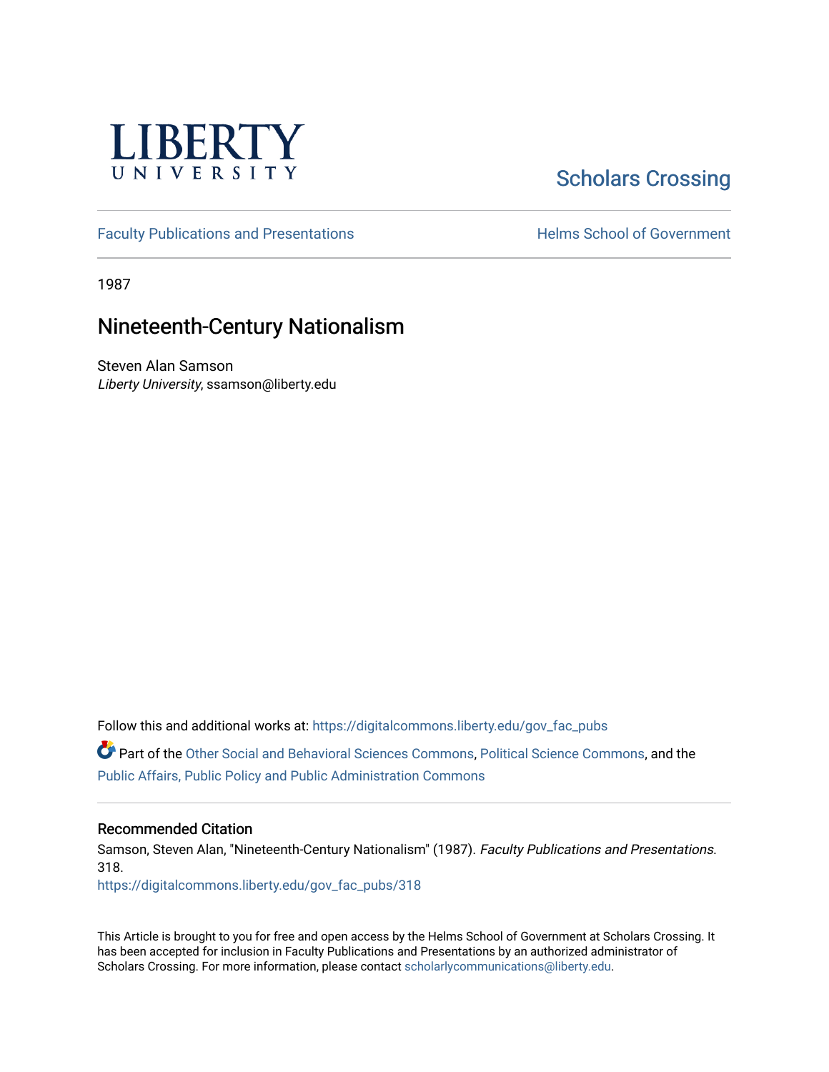LIBERTY UNIVERSITY

Scholars Crossing

Faculty Publications and Presentations

Helms School of Government

1987

# Nineteenth-Century Nationalism

Steven Alan Samson
*Liberty University*, ssamson@liberty.edu

Follow this and additional works at: https://digitalcommons.liberty.edu/gov_fac_pubs

Part of the Other Social and Behavioral Sciences Commons, Political Science Commons, and the Public Affairs, Public Policy and Public Administration Commons

## Recommended Citation

Samson, Steven Alan, "Nineteenth-Century Nationalism" (1987). *Faculty Publications and Presentations*. 318.
https://digitalcommons.liberty.edu/gov_fac_pubs/318

This Article is brought to you for free and open access by the Helms School of Government at Scholars Crossing. It has been accepted for inclusion in Faculty Publications and Presentations by an authorized administrator of Scholars Crossing. For more information, please contact scholarlycommunications@liberty.edu.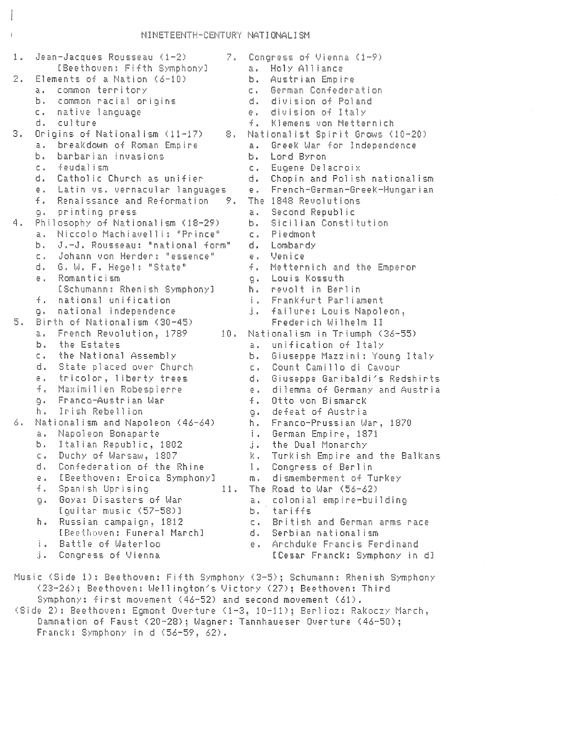# NINETEENTH-CENTURY NATIONALISM

1. Jean-Jacques Rousseau (1-2)
   [Beethoven: Fifth Symphony]
2. Elements of a Nation (6-10)
   a. common territory
   b. common racial origins
   c. native language
   d. culture
3. Origins of Nationalism (11-17)
   a. breakdown of Roman Empire
   b. barbarian invasions
   c. feudalism
   d. Catholic Church as unifier
   e. Latin vs. vernacular languages
   f. Renaissance and Reformation
   g. printing press
4. Philosophy of Nationalism (18-29)
   a. Niccolo Machiavelli: "Prince"
   b. J.-J. Rousseau: "national form"
   c. Johann von Herder: "essence"
   d. G. W. F. Hegel: "State"
   e. Romanticism
      [Schumann: Rhenish Symphony]
   f. national unification
   g. national independence
5. Birth of Nationalism (30-45)
   a. French Revolution, 1789
   b. the Estates
   c. the National Assembly
   d. State placed over Church
   e. tricolor, liberty trees
   f. Maximilien Robespierre
   g. Franco-Austrian War
   h. Irish Rebellion
6. Nationalism and Napoleon (46-64)
   a. Napoleon Bonaparte
   b. Italian Republic, 1802
   c. Duchy of Warsaw, 1807
   d. Confederation of the Rhine
   e. [Beethoven: Eroica Symphony]
   f. Spanish Uprising
   g. Goya: Disasters of War
      [guitar music (57-58)]
   h. Russian campaign, 1812
      [Beethoven: Funeral March]
   i. Battle of Waterloo
   j. Congress of Vienna
7. Congress of Vienna (1-9)
   a. Holy Alliance
   b. Austrian Empire
   c. German Confederation
   d. division of Poland
   e. division of Italy
   f. Klemens von Metternich
8. Nationalist Spirit Grows (10-20)
   a. Greek War for Independence
   b. Lord Byron
   c. Eugene Delacroix
   d. Chopin and Polish nationalism
   e. French-German-Greek-Hungarian
9. The 1848 Revolutions
   a. Second Republic
   b. Sicilian Constitution
   c. Piedmont
   d. Lombardy
   e. Venice
   f. Metternich and the Emperor
   g. Louis Kossuth
   h. revolt in Berlin
   i. Frankfurt Parliament
   j. failure: Louis Napoleon, Frederich Wilhelm II
10. Nationalism in Triumph (36-55)
    a. unification of Italy
    b. Giuseppe Mazzini: Young Italy
    c. Count Camillo di Cavour
    d. Giuseppe Garibaldi's Redshirts
    e. dilemma of Germany and Austria
    f. Otto von Bismarck
    g. defeat of Austria
    h. Franco-Prussian War, 1870
    i. German Empire, 1871
    j. the Dual Monarchy
    k. Turkish Empire and the Balkans
    l. Congress of Berlin
    m. dismemberment of Turkey
11. The Road to War (56-62)
    a. colonial empire-building
    b. tariffs
    c. British and German arms race
    d. Serbian nationalism
    e. Archduke Francis Ferdinand
       [Cesar Franck: Symphony in d]

Music (Side 1): Beethoven: Fifth Symphony (3-5); Schumann: Rhenish Symphony (23-26); Beethoven: Wellington's Victory (27); Beethoven: Third Symphony: first movement (46-52) and second movement (61).
(Side 2): Beethoven: Egmont Overture (1-3, 10-11); Berlioz: Rakoczy March, Damnation of Faust (20-28); Wagner: Tannhaeuser Overture (46-50); Franck: Symphony in d (56-59, 62).